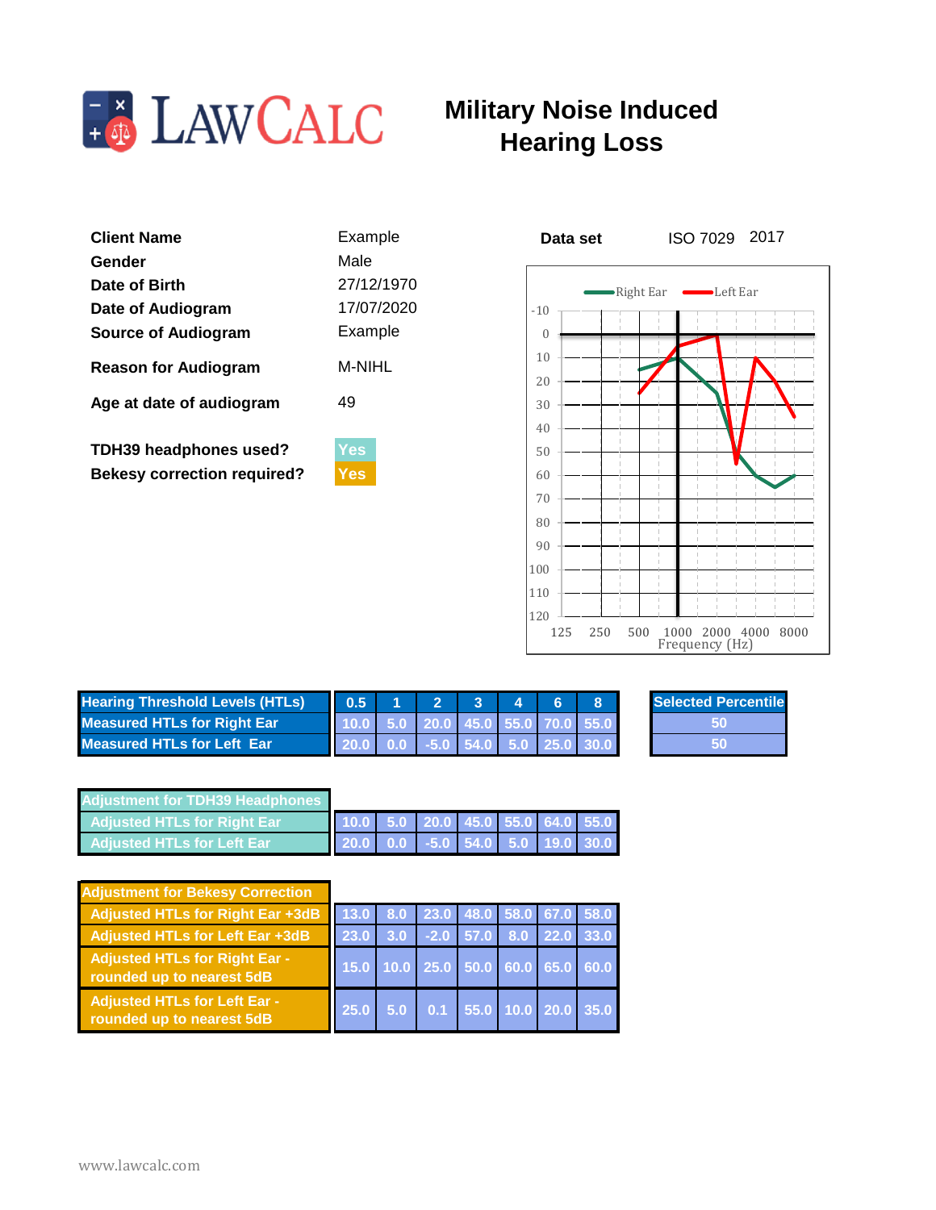LAWCALC

# Military Noise Induced Hearing Loss

| | |
|---|---|
| **Client Name** | Example |
| **Gender** | Male |
| **Date of Birth** | 27/12/1970 |
| **Date of Audiogram** | 17/07/2020 |
| **Source of Audiogram** | Example |
| **Reason for Audiogram** | M-NIHL |
| **Age at date of audiogram** | 49 |
| **TDH39 headphones used?** | Yes |
| **Bekesy correction required?** | Yes |

**Data set** ISO 7029 2017

Right Ear / Left Ear

Frequency (Hz): 125, 250, 500, 1000, 2000, 4000, 8000

| Hearing Threshold Levels (HTLs) | 0.5 | 1 | 2 | 3 | 4 | 6 | 8 |
|---|---|---|---|---|---|---|---|
| Measured HTLs for Right Ear | 10.0 | 5.0 | 20.0 | 45.0 | 55.0 | 70.0 | 55.0 |
| Measured HTLs for Left Ear | 20.0 | 0.0 | -5.0 | 54.0 | 5.0 | 25.0 | 30.0 |

| Selected Percentile |
|---|
| 50 |
| 50 |

| Adjustment for TDH39 Headphones | | | | | | | |
|---|---|---|---|---|---|---|---|
| Adjusted HTLs for Right Ear | 10.0 | 5.0 | 20.0 | 45.0 | 55.0 | 64.0 | 55.0 |
| Adjusted HTLs for Left Ear | 20.0 | 0.0 | -5.0 | 54.0 | 5.0 | 19.0 | 30.0 |

| Adjustment for Bekesy Correction | | | | | | | |
|---|---|---|---|---|---|---|---|
| Adjusted HTLs for Right Ear +3dB | 13.0 | 8.0 | 23.0 | 48.0 | 58.0 | 67.0 | 58.0 |
| Adjusted HTLs for Left Ear +3dB | 23.0 | 3.0 | -2.0 | 57.0 | 8.0 | 22.0 | 33.0 |
| Adjusted HTLs for Right Ear - rounded up to nearest 5dB | 15.0 | 10.0 | 25.0 | 50.0 | 60.0 | 65.0 | 60.0 |
| Adjusted HTLs for Left Ear - rounded up to nearest 5dB | 25.0 | 5.0 | 0.1 | 55.0 | 10.0 | 20.0 | 35.0 |

www.lawcalc.com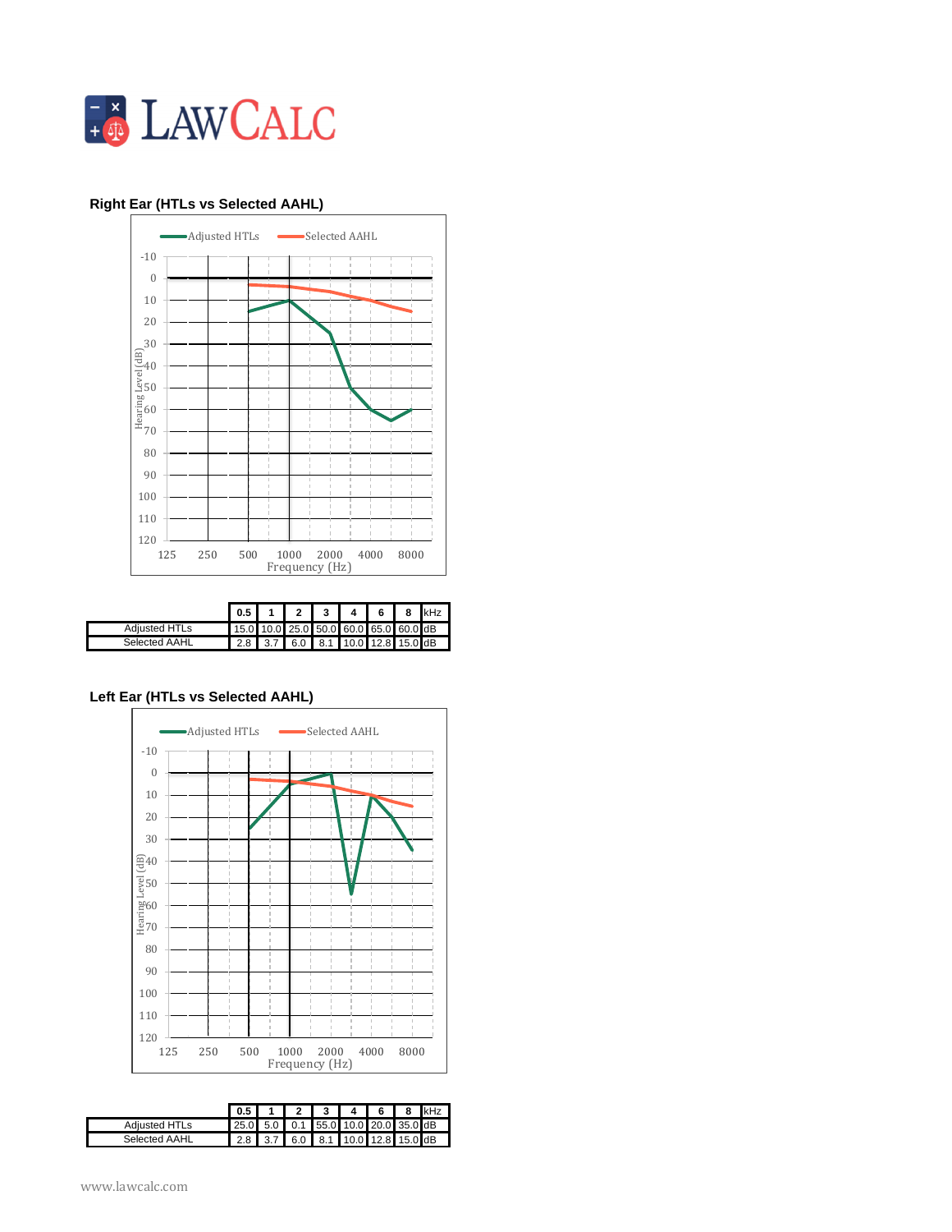## Right Ear (HTLs vs Selected AAHL)

|  | 0.5 | 1 | 2 | 3 | 4 | 6 | 8 | kHz |
|---|---|---|---|---|---|---|---|---|
| Adjusted HTLs | 15.0 | 10.0 | 25.0 | 50.0 | 60.0 | 65.0 | 60.0 | dB |
| Selected AAHL | 2.8 | 3.7 | 6.0 | 8.1 | 10.0 | 12.8 | 15.0 | dB |

## Left Ear (HTLs vs Selected AAHL)

|  | 0.5 | 1 | 2 | 3 | 4 | 6 | 8 | kHz |
|---|---|---|---|---|---|---|---|---|
| Adjusted HTLs | 25.0 | 5.0 | 0.1 | 55.0 | 10.0 | 20.0 | 35.0 | dB |
| Selected AAHL | 2.8 | 3.7 | 6.0 | 8.1 | 10.0 | 12.8 | 15.0 | dB |

www.lawcalc.com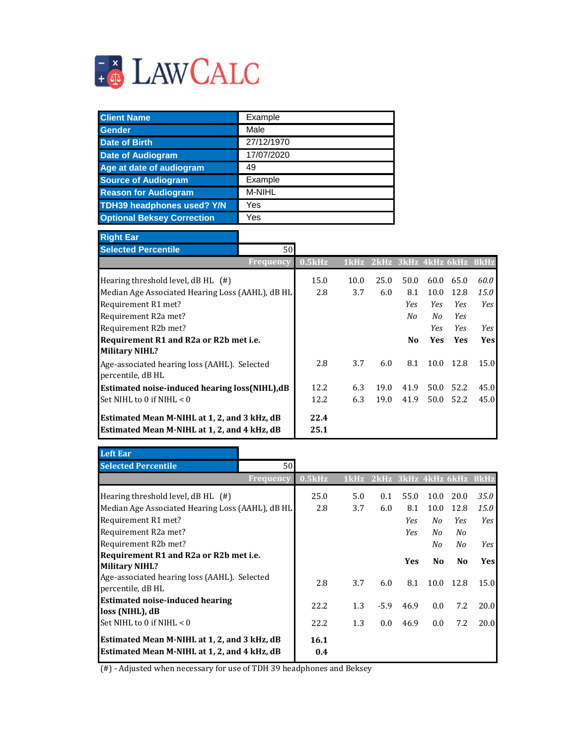# LawCalc

| Client Name | Example |
|---|---|
| Gender | Male |
| Date of Birth | 27/12/1970 |
| Date of Audiogram | 17/07/2020 |
| Age at date of audiogram | 49 |
| Source of Audiogram | Example |
| Reason for Audiogram | M-NIHL |
| TDH39 headphones used? Y/N | Yes |
| Optional Beksey Correction | Yes |

## Right Ear

**Selected Percentile:** 50

| Frequency | 0.5kHz | 1kHz | 2kHz | 3kHz | 4kHz | 6kHz | 8kHz |
|---|---|---|---|---|---|---|---|
| Hearing threshold level, dB HL (#) | 15.0 | 10.0 | 25.0 | 50.0 | 60.0 | 65.0 | *60.0* |
| Median Age Associated Hearing Loss (AAHL), dB HL | 2.8 | 3.7 | 6.0 | 8.1 | 10.0 | 12.8 | *15.0* |
| Requirement R1 met? | | | | *Yes* | *Yes* | *Yes* | *Yes* |
| Requirement R2a met? | | | | *No* | *No* | *Yes* | |
| Requirement R2b met? | | | | | *Yes* | *Yes* | *Yes* |
| **Requirement R1 and R2a or R2b met i.e. Military NIHL?** | | | | **No** | **Yes** | **Yes** | **Yes** |
| Age-associated hearing loss (AAHL). Selected percentile, dB HL | 2.8 | 3.7 | 6.0 | 8.1 | 10.0 | 12.8 | 15.0 |
| **Estimated noise-induced hearing loss(NIHL),dB** | 12.2 | 6.3 | 19.0 | 41.9 | 50.0 | 52.2 | 45.0 |
| Set NIHL to 0 if NIHL < 0 | 12.2 | 6.3 | 19.0 | 41.9 | 50.0 | 52.2 | 45.0 |
| **Estimated Mean M-NIHL at 1, 2, and 3 kHz, dB** | **22.4** | | | | | | |
| **Estimated Mean M-NIHL at 1, 2, and 4 kHz, dB** | **25.1** | | | | | | |

## Left Ear

**Selected Percentile:** 50

| Frequency | 0.5kHz | 1kHz | 2kHz | 3kHz | 4kHz | 6kHz | 8kHz |
|---|---|---|---|---|---|---|---|
| Hearing threshold level, dB HL (#) | 25.0 | 5.0 | 0.1 | 55.0 | 10.0 | 20.0 | *35.0* |
| Median Age Associated Hearing Loss (AAHL), dB HL | 2.8 | 3.7 | 6.0 | 8.1 | 10.0 | 12.8 | *15.0* |
| Requirement R1 met? | | | | *Yes* | *No* | *Yes* | *Yes* |
| Requirement R2a met? | | | | *Yes* | *No* | *No* | |
| Requirement R2b met? | | | | | *No* | *No* | *Yes* |
| **Requirement R1 and R2a or R2b met i.e. Military NIHL?** | | | | **Yes** | **No** | **No** | **Yes** |
| Age-associated hearing loss (AAHL). Selected percentile, dB HL | 2.8 | 3.7 | 6.0 | 8.1 | 10.0 | 12.8 | 15.0 |
| **Estimated noise-induced hearing loss (NIHL), dB** | 22.2 | 1.3 | -5.9 | 46.9 | 0.0 | 7.2 | 20.0 |
| Set NIHL to 0 if NIHL < 0 | 22.2 | 1.3 | 0.0 | 46.9 | 0.0 | 7.2 | 20.0 |
| **Estimated Mean M-NIHL at 1, 2, and 3 kHz, dB** | **16.1** | | | | | | |
| **Estimated Mean M-NIHL at 1, 2, and 4 kHz, dB** | **0.4** | | | | | | |

(#) - Adjusted when necessary for use of TDH 39 headphones and Beksey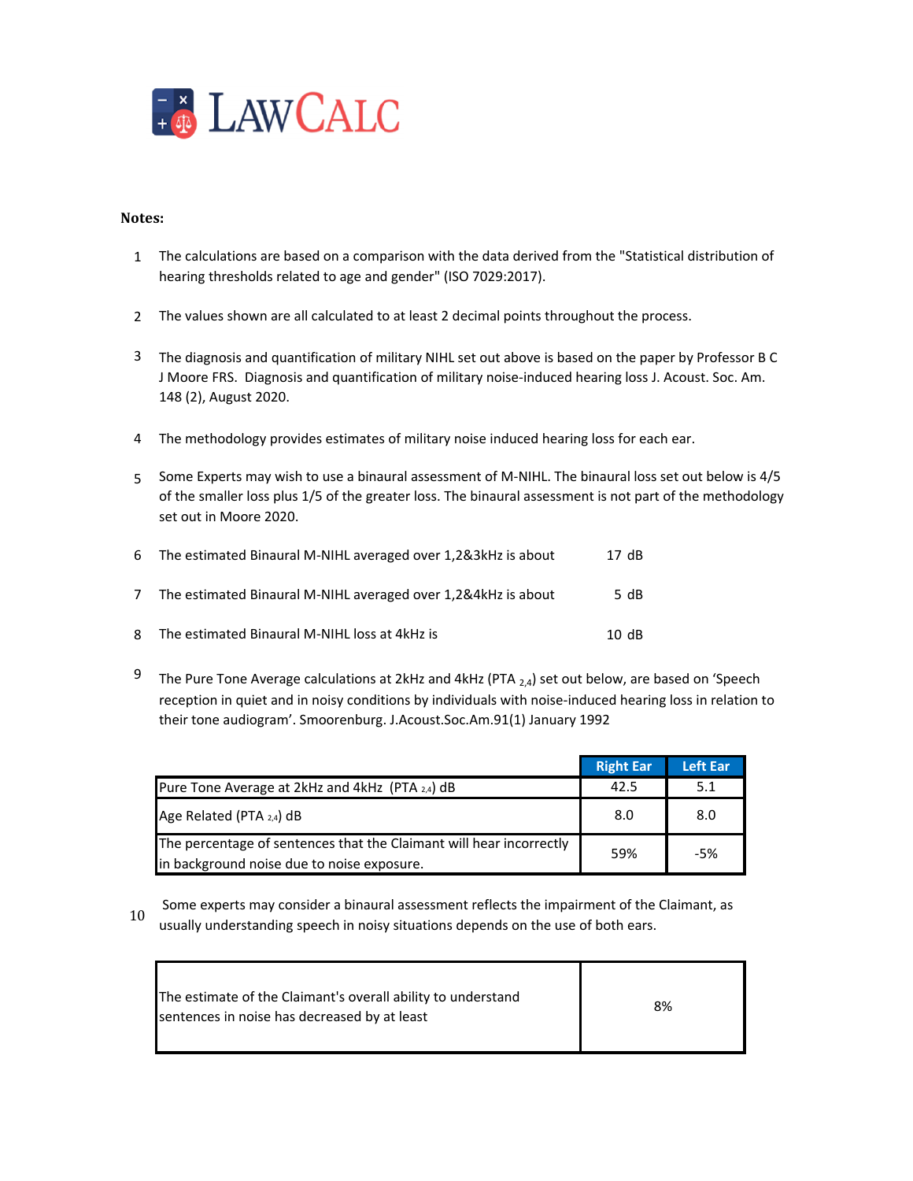LAWCALC

**Notes:**

1. The calculations are based on a comparison with the data derived from the "Statistical distribution of hearing thresholds related to age and gender" (ISO 7029:2017).

2. The values shown are all calculated to at least 2 decimal points throughout the process.

3. The diagnosis and quantification of military NIHL set out above is based on the paper by Professor B C J Moore FRS. Diagnosis and quantification of military noise-induced hearing loss J. Acoust. Soc. Am. 148 (2), August 2020.

4. The methodology provides estimates of military noise induced hearing loss for each ear.

5. Some Experts may wish to use a binaural assessment of M-NIHL. The binaural loss set out below is 4/5 of the smaller loss plus 1/5 of the greater loss. The binaural assessment is not part of the methodology set out in Moore 2020.

6. The estimated Binaural M-NIHL averaged over 1,2&3kHz is about 17 dB

7. The estimated Binaural M-NIHL averaged over 1,2&4kHz is about 5 dB

8. The estimated Binaural M-NIHL loss at 4kHz is 10 dB

9. The Pure Tone Average calculations at 2kHz and 4kHz ($PTA_{2,4}$) set out below, are based on 'Speech reception in quiet and in noisy conditions by individuals with noise-induced hearing loss in relation to their tone audiogram'. Smoorenburg. J.Acoust.Soc.Am.91(1) January 1992

| | Right Ear | Left Ear |
|---|---|---|
| Pure Tone Average at 2kHz and 4kHz ($PTA_{2,4}$) dB | 42.5 | 5.1 |
| Age Related ($PTA_{2,4}$) dB | 8.0 | 8.0 |
| The percentage of sentences that the Claimant will hear incorrectly in background noise due to noise exposure. | 59% | -5% |

10. Some experts may consider a binaural assessment reflects the impairment of the Claimant, as usually understanding speech in noisy situations depends on the use of both ears.

| | |
|---|---|
| The estimate of the Claimant's overall ability to understand sentences in noise has decreased by at least | 8% |